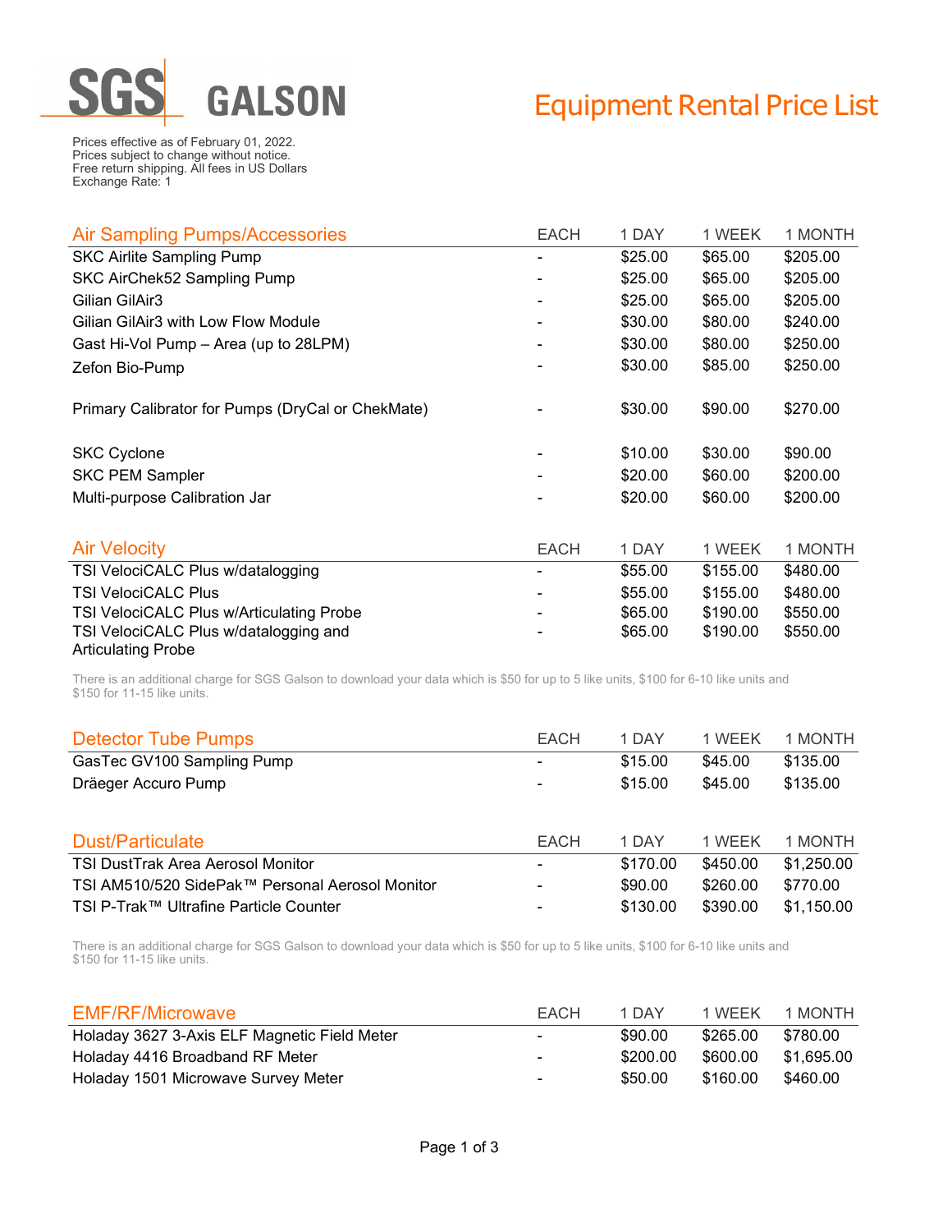# SGS GALSON

# Equipment Rental Price List

Prices effective as of February 01, 2022.
Prices subject to change without notice.
Free return shipping. All fees in US Dollars
Exchange Rate: 1

## Air Sampling Pumps/Accessories

| Air Sampling Pumps/Accessories | EACH | 1 DAY | 1 WEEK | 1 MONTH |
|---|---|---|---|---|
| SKC Airlite Sampling Pump | - | $25.00 | $65.00 | $205.00 |
| SKC AirChek52 Sampling Pump | - | $25.00 | $65.00 | $205.00 |
| Gilian GilAir3 | - | $25.00 | $65.00 | $205.00 |
| Gilian GilAir3 with Low Flow Module | - | $30.00 | $80.00 | $240.00 |
| Gast Hi-Vol Pump – Area (up to 28LPM) | - | $30.00 | $80.00 | $250.00 |
| Zefon Bio-Pump | - | $30.00 | $85.00 | $250.00 |
| Primary Calibrator for Pumps (DryCal or ChekMate) | - | $30.00 | $90.00 | $270.00 |
| SKC Cyclone | - | $10.00 | $30.00 | $90.00 |
| SKC PEM Sampler | - | $20.00 | $60.00 | $200.00 |
| Multi-purpose Calibration Jar | - | $20.00 | $60.00 | $200.00 |

## Air Velocity

| Air Velocity | EACH | 1 DAY | 1 WEEK | 1 MONTH |
|---|---|---|---|---|
| TSI VelociCALC Plus w/datalogging | - | $55.00 | $155.00 | $480.00 |
| TSI VelociCALC Plus | - | $55.00 | $155.00 | $480.00 |
| TSI VelociCALC Plus w/Articulating Probe | - | $65.00 | $190.00 | $550.00 |
| TSI VelociCALC Plus w/datalogging and Articulating Probe | - | $65.00 | $190.00 | $550.00 |

There is an additional charge for SGS Galson to download your data which is $50 for up to 5 like units, $100 for 6-10 like units and $150 for 11-15 like units.

## Detector Tube Pumps

| Detector Tube Pumps | EACH | 1 DAY | 1 WEEK | 1 MONTH |
|---|---|---|---|---|
| GasTec GV100 Sampling Pump | - | $15.00 | $45.00 | $135.00 |
| Dräeger Accuro Pump | - | $15.00 | $45.00 | $135.00 |

## Dust/Particulate

| Dust/Particulate | EACH | 1 DAY | 1 WEEK | 1 MONTH |
|---|---|---|---|---|
| TSI DustTrak Area Aerosol Monitor | - | $170.00 | $450.00 | $1,250.00 |
| TSI AM510/520 SidePak™ Personal Aerosol Monitor | - | $90.00 | $260.00 | $770.00 |
| TSI P-Trak™ Ultrafine Particle Counter | - | $130.00 | $390.00 | $1,150.00 |

There is an additional charge for SGS Galson to download your data which is $50 for up to 5 like units, $100 for 6-10 like units and $150 for 11-15 like units.

## EMF/RF/Microwave

| EMF/RF/Microwave | EACH | 1 DAY | 1 WEEK | 1 MONTH |
|---|---|---|---|---|
| Holaday 3627 3-Axis ELF Magnetic Field Meter | - | $90.00 | $265.00 | $780.00 |
| Holaday 4416 Broadband RF Meter | - | $200.00 | $600.00 | $1,695.00 |
| Holaday 1501 Microwave Survey Meter | - | $50.00 | $160.00 | $460.00 |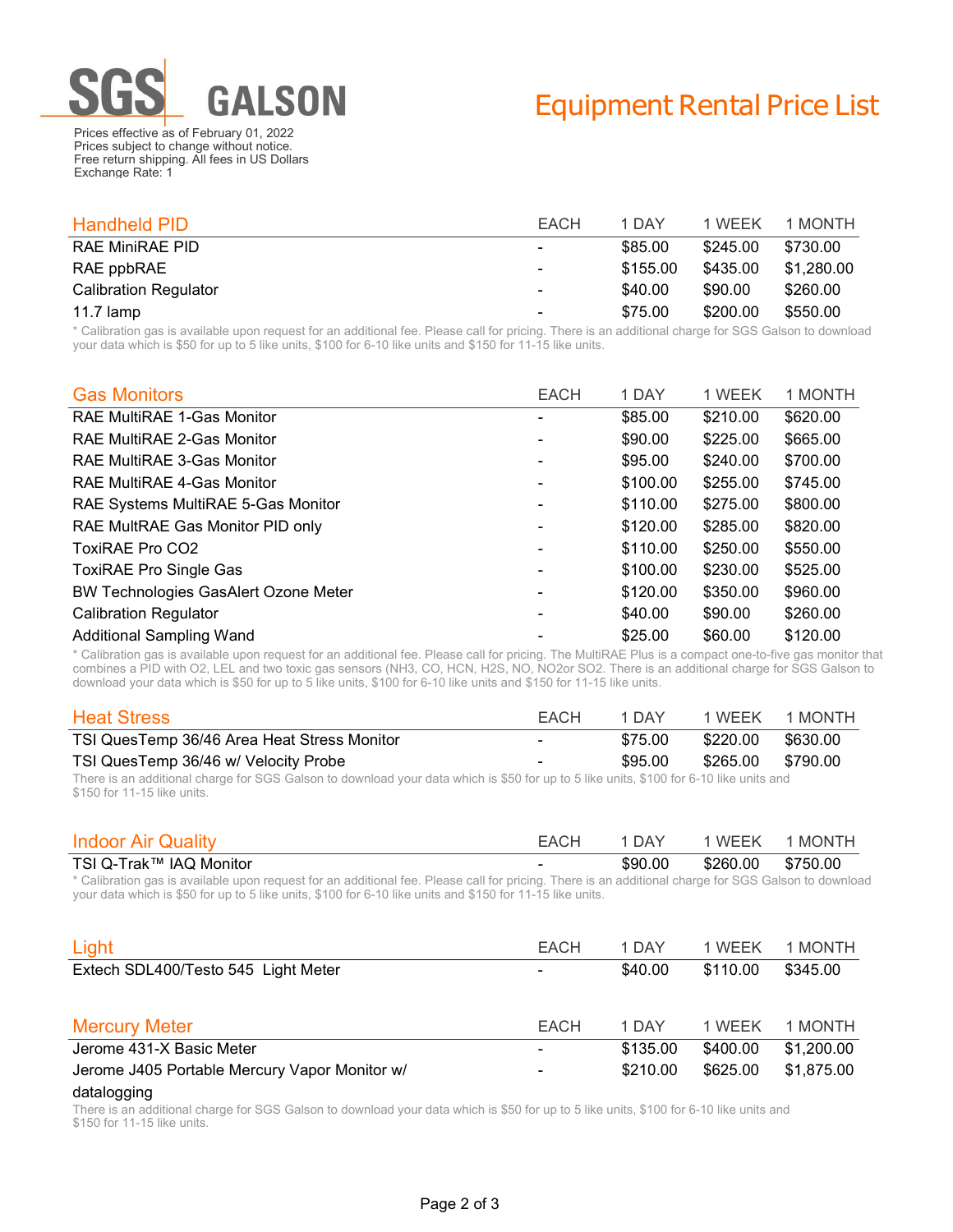# SGS GALSON

# Equipment Rental Price List

Prices effective as of February 01, 2022
Prices subject to change without notice.
Free return shipping. All fees in US Dollars
Exchange Rate: 1

| Handheld PID | EACH | 1 DAY | 1 WEEK | 1 MONTH |
|---|---|---|---|---|
| RAE MiniRAE PID | - | $85.00 | $245.00 | $730.00 |
| RAE ppbRAE | - | $155.00 | $435.00 | $1,280.00 |
| Calibration Regulator | - | $40.00 | $90.00 | $260.00 |
| 11.7 lamp | - | $75.00 | $200.00 | $550.00 |

* Calibration gas is available upon request for an additional fee. Please call for pricing. There is an additional charge for SGS Galson to download your data which is $50 for up to 5 like units, $100 for 6-10 like units and $150 for 11-15 like units.

| Gas Monitors | EACH | 1 DAY | 1 WEEK | 1 MONTH |
|---|---|---|---|---|
| RAE MultiRAE 1-Gas Monitor | - | $85.00 | $210.00 | $620.00 |
| RAE MultiRAE 2-Gas Monitor | - | $90.00 | $225.00 | $665.00 |
| RAE MultiRAE 3-Gas Monitor | - | $95.00 | $240.00 | $700.00 |
| RAE MultiRAE 4-Gas Monitor | - | $100.00 | $255.00 | $745.00 |
| RAE Systems MultiRAE 5-Gas Monitor | - | $110.00 | $275.00 | $800.00 |
| RAE MultRAE Gas Monitor PID only | - | $120.00 | $285.00 | $820.00 |
| ToxiRAE Pro CO2 | - | $110.00 | $250.00 | $550.00 |
| ToxiRAE Pro Single Gas | - | $100.00 | $230.00 | $525.00 |
| BW Technologies GasAlert Ozone Meter | - | $120.00 | $350.00 | $960.00 |
| Calibration Regulator | - | $40.00 | $90.00 | $260.00 |
| Additional Sampling Wand | - | $25.00 | $60.00 | $120.00 |

* Calibration gas is available upon request for an additional fee. Please call for pricing. The MultiRAE Plus is a compact one-to-five gas monitor that combines a PID with O2, LEL and two toxic gas sensors (NH3, CO, HCN, H2S, NO, NO2or SO2. There is an additional charge for SGS Galson to download your data which is $50 for up to 5 like units, $100 for 6-10 like units and $150 for 11-15 like units.

| Heat Stress | EACH | 1 DAY | 1 WEEK | 1 MONTH |
|---|---|---|---|---|
| TSI QuesTemp 36/46 Area Heat Stress Monitor | - | $75.00 | $220.00 | $630.00 |
| TSI QuesTemp 36/46 w/ Velocity Probe | - | $95.00 | $265.00 | $790.00 |

There is an additional charge for SGS Galson to download your data which is $50 for up to 5 like units, $100 for 6-10 like units and $150 for 11-15 like units.

| Indoor Air Quality | EACH | 1 DAY | 1 WEEK | 1 MONTH |
|---|---|---|---|---|
| TSI Q-Trak™ IAQ Monitor | - | $90.00 | $260.00 | $750.00 |

* Calibration gas is available upon request for an additional fee. Please call for pricing. There is an additional charge for SGS Galson to download your data which is $50 for up to 5 like units, $100 for 6-10 like units and $150 for 11-15 like units.

| Light | EACH | 1 DAY | 1 WEEK | 1 MONTH |
|---|---|---|---|---|
| Extech SDL400/Testo 545 Light Meter | - | $40.00 | $110.00 | $345.00 |

| Mercury Meter | EACH | 1 DAY | 1 WEEK | 1 MONTH |
|---|---|---|---|---|
| Jerome 431-X Basic Meter | - | $135.00 | $400.00 | $1,200.00 |
| Jerome J405 Portable Mercury Vapor Monitor w/ datalogging | - | $210.00 | $625.00 | $1,875.00 |

There is an additional charge for SGS Galson to download your data which is $50 for up to 5 like units, $100 for 6-10 like units and $150 for 11-15 like units.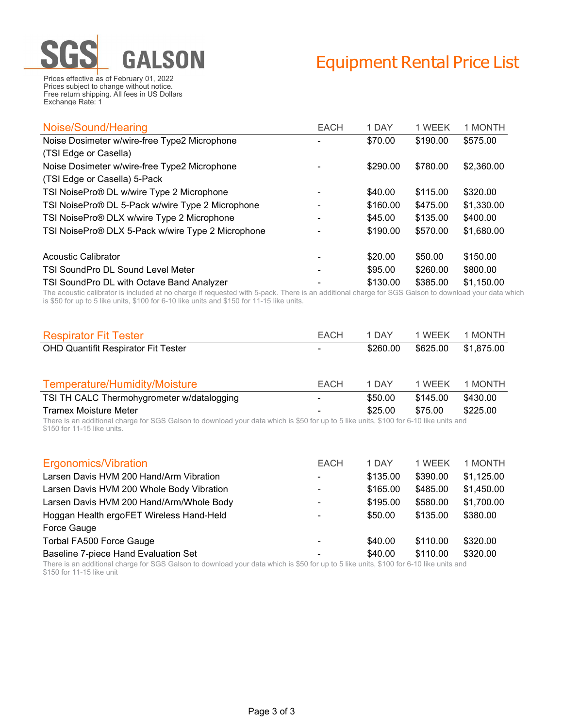# SGS GALSON

## Equipment Rental Price List

Prices effective as of February 01, 2022
Prices subject to change without notice.
Free return shipping. All fees in US Dollars
Exchange Rate: 1

| Noise/Sound/Hearing | EACH | 1 DAY | 1 WEEK | 1 MONTH |
|---|---|---|---|---|
| Noise Dosimeter w/wire-free Type2 Microphone (TSI Edge or Casella) | - | $70.00 | $190.00 | $575.00 |
| Noise Dosimeter w/wire-free Type2 Microphone (TSI Edge or Casella) 5-Pack | - | $290.00 | $780.00 | $2,360.00 |
| TSI NoisePro® DL w/wire Type 2 Microphone | - | $40.00 | $115.00 | $320.00 |
| TSI NoisePro® DL 5-Pack w/wire Type 2 Microphone | - | $160.00 | $475.00 | $1,330.00 |
| TSI NoisePro® DLX w/wire Type 2 Microphone | - | $45.00 | $135.00 | $400.00 |
| TSI NoisePro® DLX 5-Pack w/wire Type 2 Microphone | - | $190.00 | $570.00 | $1,680.00 |
| Acoustic Calibrator | - | $20.00 | $50.00 | $150.00 |
| TSI SoundPro DL Sound Level Meter | - | $95.00 | $260.00 | $800.00 |
| TSI SoundPro DL with Octave Band Analyzer | - | $130.00 | $385.00 | $1,150.00 |

The acoustic calibrator is included at no charge if requested with 5-pack. There is an additional charge for SGS Galson to download your data which is $50 for up to 5 like units, $100 for 6-10 like units and $150 for 11-15 like units.

| Respirator Fit Tester | EACH | 1 DAY | 1 WEEK | 1 MONTH |
|---|---|---|---|---|
| OHD Quantifit Respirator Fit Tester | - | $260.00 | $625.00 | $1,875.00 |

| Temperature/Humidity/Moisture | EACH | 1 DAY | 1 WEEK | 1 MONTH |
|---|---|---|---|---|
| TSI TH CALC Thermohygrometer w/datalogging | - | $50.00 | $145.00 | $430.00 |
| Tramex Moisture Meter | - | $25.00 | $75.00 | $225.00 |

There is an additional charge for SGS Galson to download your data which is $50 for up to 5 like units, $100 for 6-10 like units and $150 for 11-15 like units.

| Ergonomics/Vibration | EACH | 1 DAY | 1 WEEK | 1 MONTH |
|---|---|---|---|---|
| Larsen Davis HVM 200 Hand/Arm Vibration | - | $135.00 | $390.00 | $1,125.00 |
| Larsen Davis HVM 200 Whole Body Vibration | - | $165.00 | $485.00 | $1,450.00 |
| Larsen Davis HVM 200 Hand/Arm/Whole Body | - | $195.00 | $580.00 | $1,700.00 |
| Hoggan Health ergoFET Wireless Hand-Held Force Gauge | - | $50.00 | $135.00 | $380.00 |
| Torbal FA500 Force Gauge | - | $40.00 | $110.00 | $320.00 |
| Baseline 7-piece Hand Evaluation Set | - | $40.00 | $110.00 | $320.00 |

There is an additional charge for SGS Galson to download your data which is $50 for up to 5 like units, $100 for 6-10 like units and $150 for 11-15 like unit